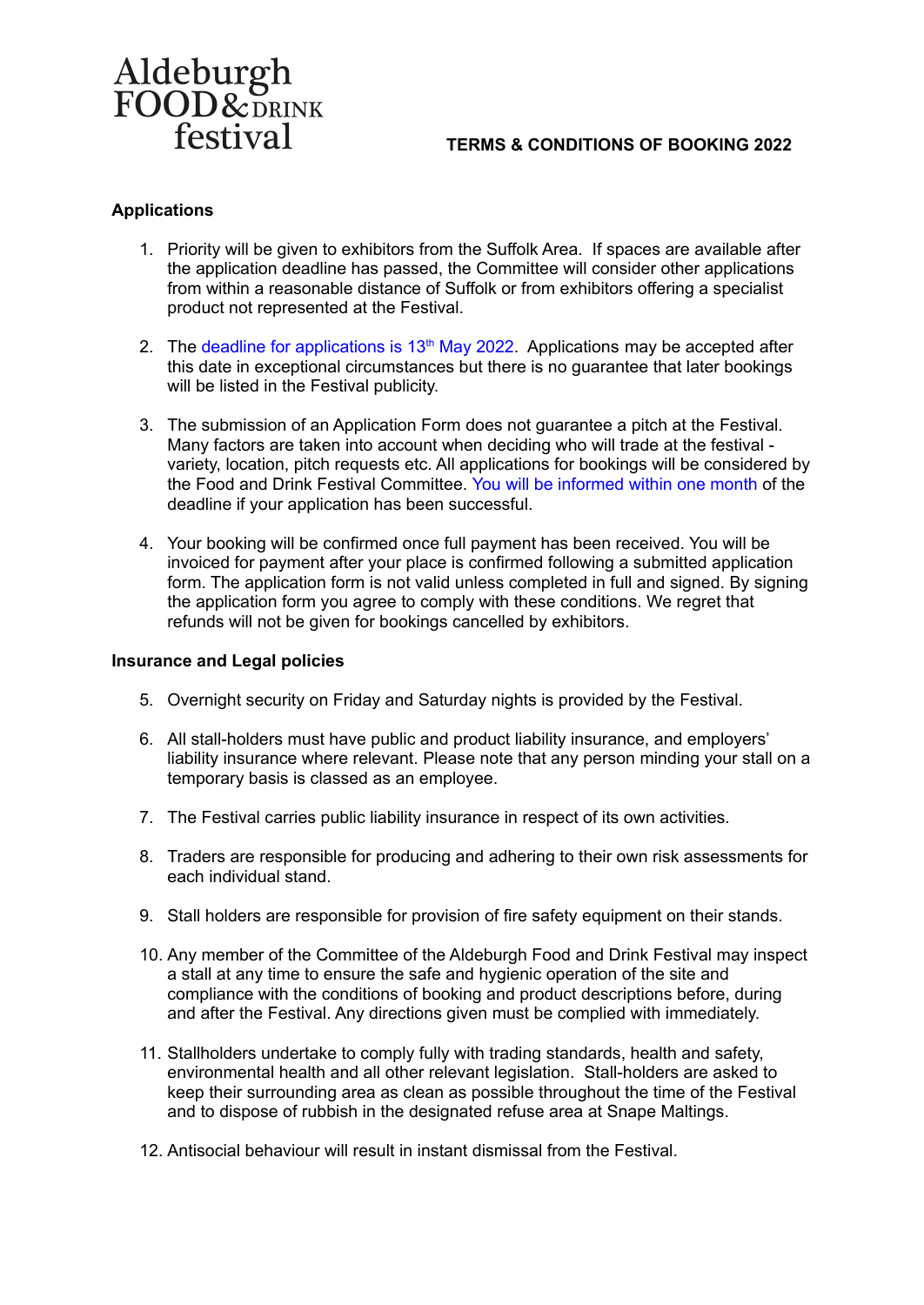Aldeburgh FOOD & DRINK festival

# TERMS & CONDITIONS OF BOOKING 2022

## Applications

1. Priority will be given to exhibitors from the Suffolk Area. If spaces are available after the application deadline has passed, the Committee will consider other applications from within a reasonable distance of Suffolk or from exhibitors offering a specialist product not represented at the Festival.

2. The deadline for applications is 13th May 2022. Applications may be accepted after this date in exceptional circumstances but there is no guarantee that later bookings will be listed in the Festival publicity.

3. The submission of an Application Form does not guarantee a pitch at the Festival. Many factors are taken into account when deciding who will trade at the festival - variety, location, pitch requests etc. All applications for bookings will be considered by the Food and Drink Festival Committee. You will be informed within one month of the deadline if your application has been successful.

4. Your booking will be confirmed once full payment has been received. You will be invoiced for payment after your place is confirmed following a submitted application form. The application form is not valid unless completed in full and signed. By signing the application form you agree to comply with these conditions. We regret that refunds will not be given for bookings cancelled by exhibitors.

## Insurance and Legal policies

5. Overnight security on Friday and Saturday nights is provided by the Festival.

6. All stall-holders must have public and product liability insurance, and employers' liability insurance where relevant. Please note that any person minding your stall on a temporary basis is classed as an employee.

7. The Festival carries public liability insurance in respect of its own activities.

8. Traders are responsible for producing and adhering to their own risk assessments for each individual stand.

9. Stall holders are responsible for provision of fire safety equipment on their stands.

10. Any member of the Committee of the Aldeburgh Food and Drink Festival may inspect a stall at any time to ensure the safe and hygienic operation of the site and compliance with the conditions of booking and product descriptions before, during and after the Festival. Any directions given must be complied with immediately.

11. Stallholders undertake to comply fully with trading standards, health and safety, environmental health and all other relevant legislation. Stall-holders are asked to keep their surrounding area as clean as possible throughout the time of the Festival and to dispose of rubbish in the designated refuse area at Snape Maltings.

12. Antisocial behaviour will result in instant dismissal from the Festival.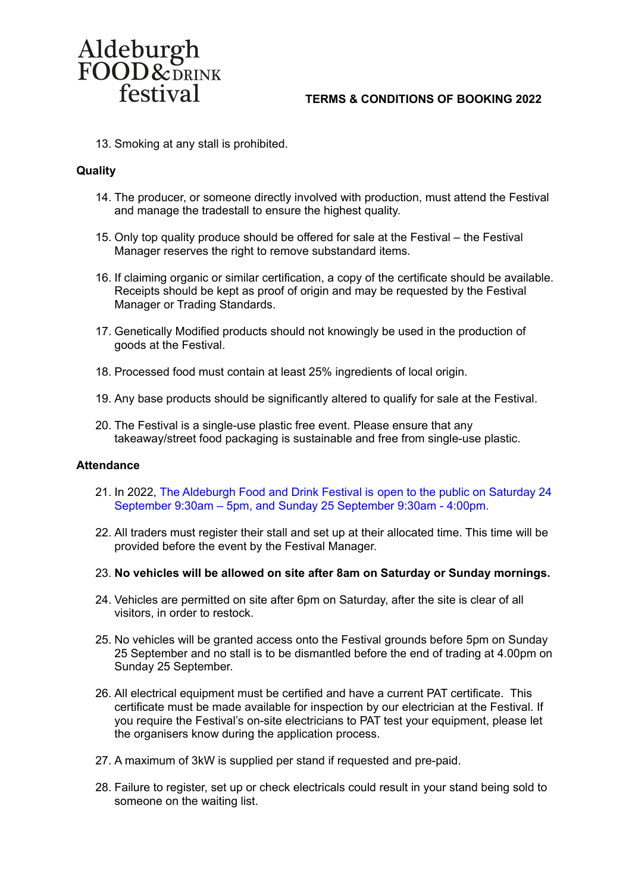13. Smoking at any stall is prohibited.

**Quality**

14. The producer, or someone directly involved with production, must attend the Festival and manage the tradestall to ensure the highest quality.

15. Only top quality produce should be offered for sale at the Festival – the Festival Manager reserves the right to remove substandard items.

16. If claiming organic or similar certification, a copy of the certificate should be available. Receipts should be kept as proof of origin and may be requested by the Festival Manager or Trading Standards.

17. Genetically Modified products should not knowingly be used in the production of goods at the Festival.

18. Processed food must contain at least 25% ingredients of local origin.

19. Any base products should be significantly altered to qualify for sale at the Festival.

20. The Festival is a single-use plastic free event. Please ensure that any takeaway/street food packaging is sustainable and free from single-use plastic.

**Attendance**

21. In 2022, The Aldeburgh Food and Drink Festival is open to the public on Saturday 24 September 9:30am – 5pm, and Sunday 25 September 9:30am - 4:00pm.

22. All traders must register their stall and set up at their allocated time. This time will be provided before the event by the Festival Manager.

23. **No vehicles will be allowed on site after 8am on Saturday or Sunday mornings.**

24. Vehicles are permitted on site after 6pm on Saturday, after the site is clear of all visitors, in order to restock.

25. No vehicles will be granted access onto the Festival grounds before 5pm on Sunday 25 September and no stall is to be dismantled before the end of trading at 4.00pm on Sunday 25 September.

26. All electrical equipment must be certified and have a current PAT certificate. This certificate must be made available for inspection by our electrician at the Festival. If you require the Festival's on-site electricians to PAT test your equipment, please let the organisers know during the application process.

27. A maximum of 3kW is supplied per stand if requested and pre-paid.

28. Failure to register, set up or check electricals could result in your stand being sold to someone on the waiting list.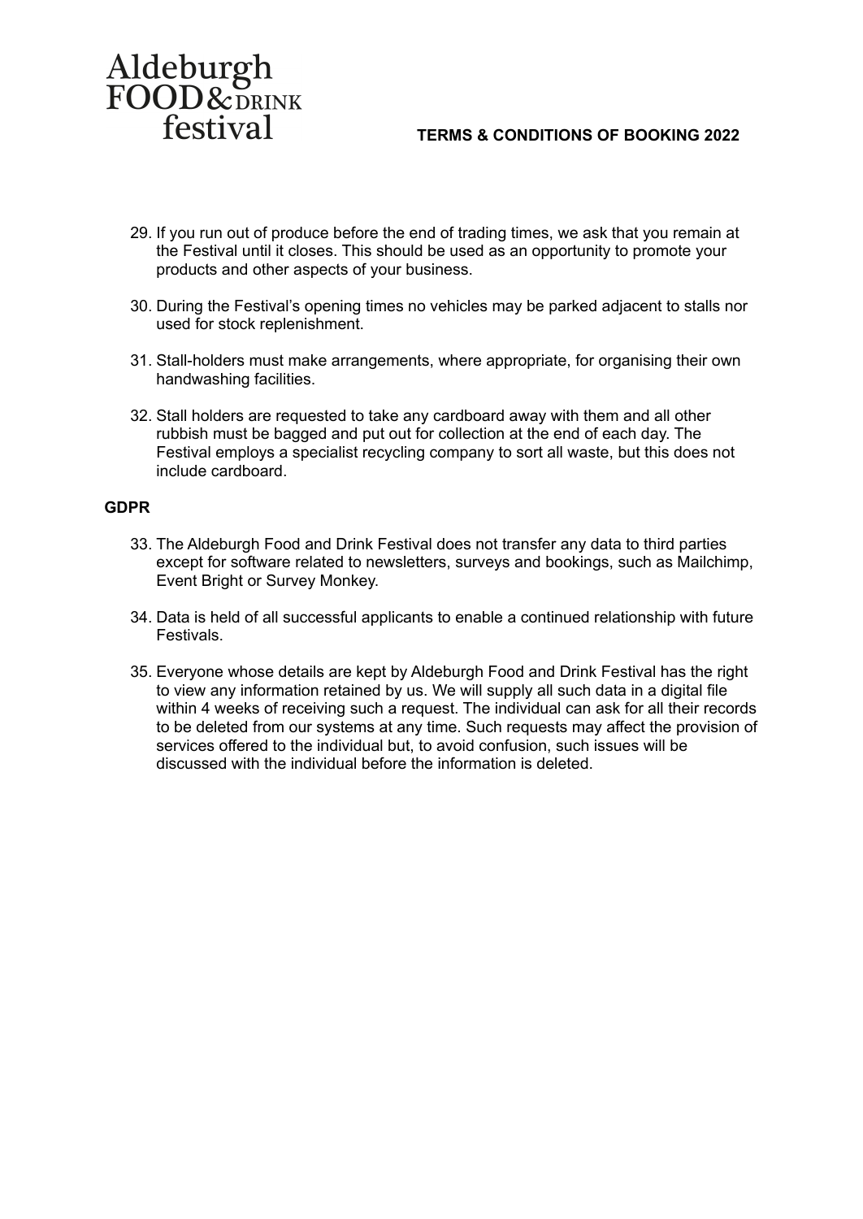29. If you run out of produce before the end of trading times, we ask that you remain at the Festival until it closes. This should be used as an opportunity to promote your products and other aspects of your business.

30. During the Festival's opening times no vehicles may be parked adjacent to stalls nor used for stock replenishment.

31. Stall-holders must make arrangements, where appropriate, for organising their own handwashing facilities.

32. Stall holders are requested to take any cardboard away with them and all other rubbish must be bagged and put out for collection at the end of each day. The Festival employs a specialist recycling company to sort all waste, but this does not include cardboard.

**GDPR**

33. The Aldeburgh Food and Drink Festival does not transfer any data to third parties except for software related to newsletters, surveys and bookings, such as Mailchimp, Event Bright or Survey Monkey.

34. Data is held of all successful applicants to enable a continued relationship with future Festivals.

35. Everyone whose details are kept by Aldeburgh Food and Drink Festival has the right to view any information retained by us. We will supply all such data in a digital file within 4 weeks of receiving such a request. The individual can ask for all their records to be deleted from our systems at any time. Such requests may affect the provision of services offered to the individual but, to avoid confusion, such issues will be discussed with the individual before the information is deleted.